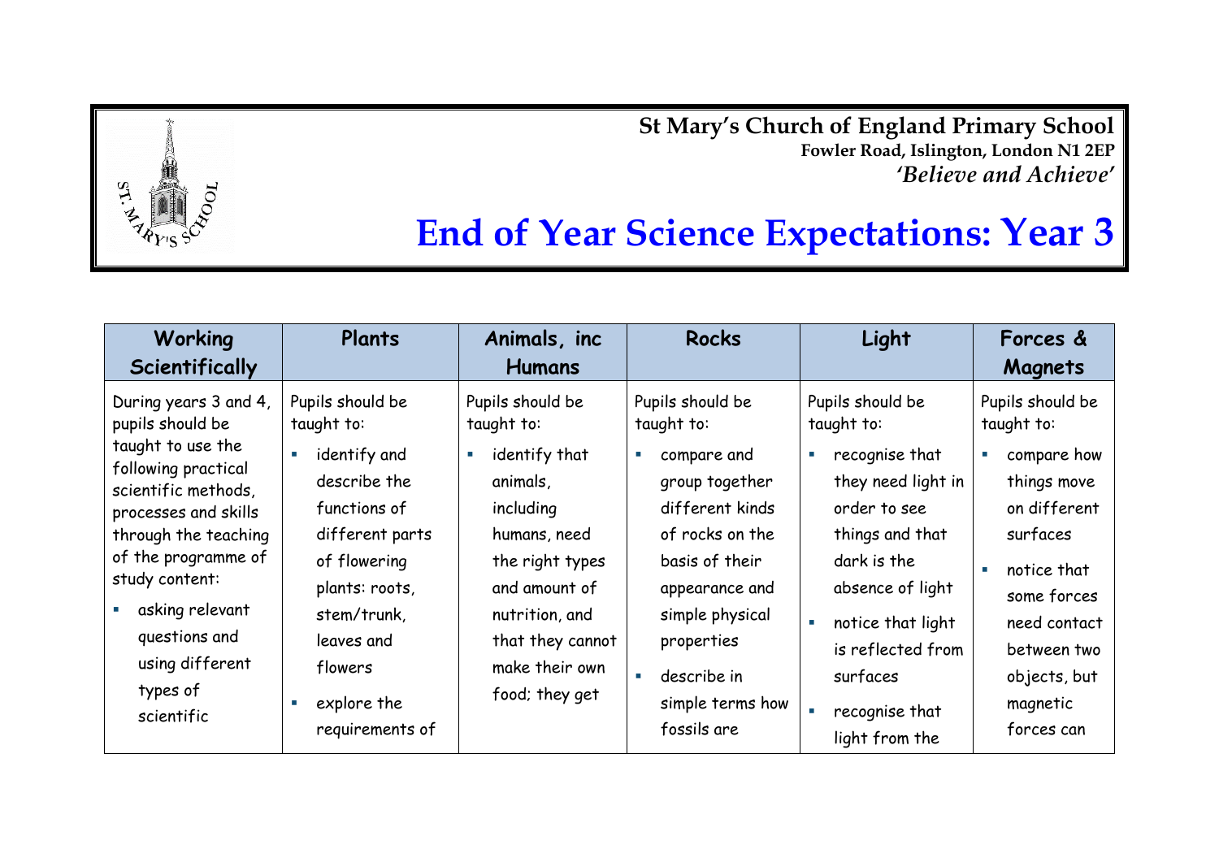**St Mary's Church of England Primary School**
**Fowler Road, Islington, London N1 2EP**
***'Believe and Achieve'***

# End of Year Science Expectations: Year 3

| Working Scientifically | Plants | Animals, inc Humans | Rocks | Light | Forces & Magnets |
|---|---|---|---|---|---|
| During years 3 and 4, pupils should be taught to use the following practical scientific methods, processes and skills through the teaching of the programme of study content:<br>▪ asking relevant questions and using different types of scientific | Pupils should be taught to:<br>▪ identify and describe the functions of different parts of flowering plants: roots, stem/trunk, leaves and flowers<br>▪ explore the requirements of | Pupils should be taught to:<br>▪ identify that animals, including humans, need the right types and amount of nutrition, and that they cannot make their own food; they get | Pupils should be taught to:<br>▪ compare and group together different kinds of rocks on the basis of their appearance and simple physical properties<br>▪ describe in simple terms how fossils are | Pupils should be taught to:<br>▪ recognise that they need light in order to see things and that dark is the absence of light<br>▪ notice that light is reflected from surfaces<br>▪ recognise that light from the | Pupils should be taught to:<br>▪ compare how things move on different surfaces<br>▪ notice that some forces need contact between two objects, but magnetic forces can |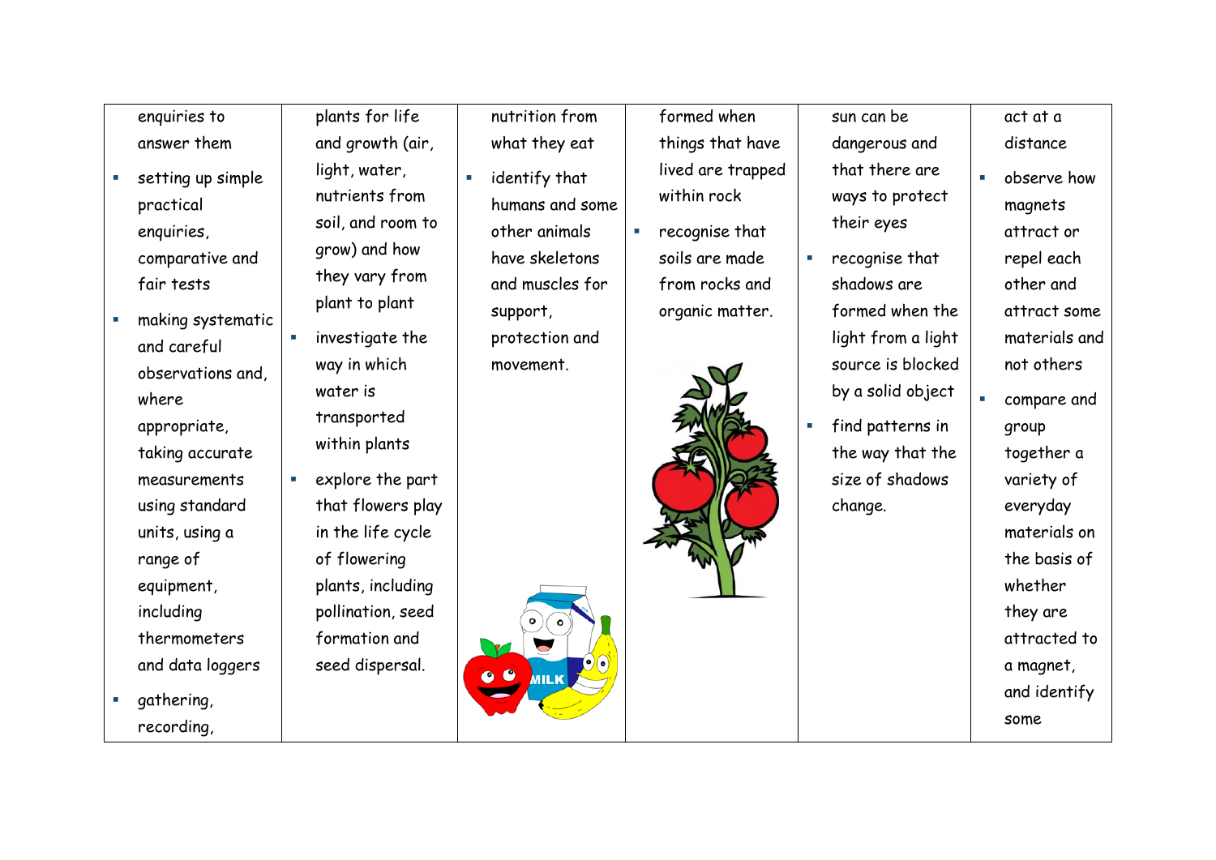| | | | | | |
|---|---|---|---|---|---|
| enquiries to answer them<br>- setting up simple practical enquiries, comparative and fair tests<br>- making systematic and careful observations and, where appropriate, taking accurate measurements using standard units, using a range of equipment, including thermometers and data loggers<br>- gathering, recording, | plants for life and growth (air, light, water, nutrients from soil, and room to grow) and how they vary from plant to plant<br>- investigate the way in which water is transported within plants<br>- explore the part that flowers play in the life cycle of flowering plants, including pollination, seed formation and seed dispersal. | nutrition from what they eat<br>- identify that humans and some other animals have skeletons and muscles for support, protection and movement. | formed when things that have lived are trapped within rock<br>- recognise that soils are made from rocks and organic matter. | sun can be dangerous and that there are ways to protect their eyes<br>- recognise that shadows are formed when the light from a light source is blocked by a solid object<br>- find patterns in the way that the size of shadows change. | act at a distance<br>- observe how magnets attract or repel each other and attract some materials and not others<br>- compare and group together a variety of everyday materials on the basis of whether they are attracted to a magnet, and identify some |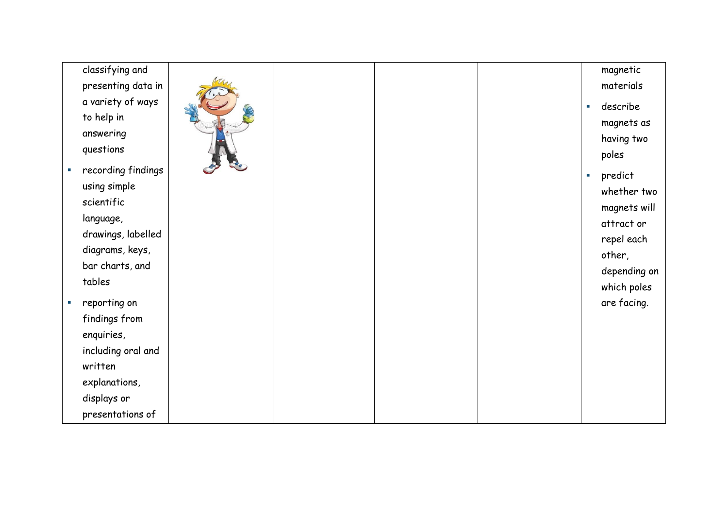| | | | | | |
|---|---|---|---|---|---|
| classifying and presenting data in a variety of ways to help in answering questions<br>- recording findings using simple scientific language, drawings, labelled diagrams, keys, bar charts, and tables<br>- reporting on findings from enquiries, including oral and written explanations, displays or presentations of | | | | | magnetic materials<br>- describe magnets as having two poles<br>- predict whether two magnets will attract or repel each other, depending on which poles are facing. |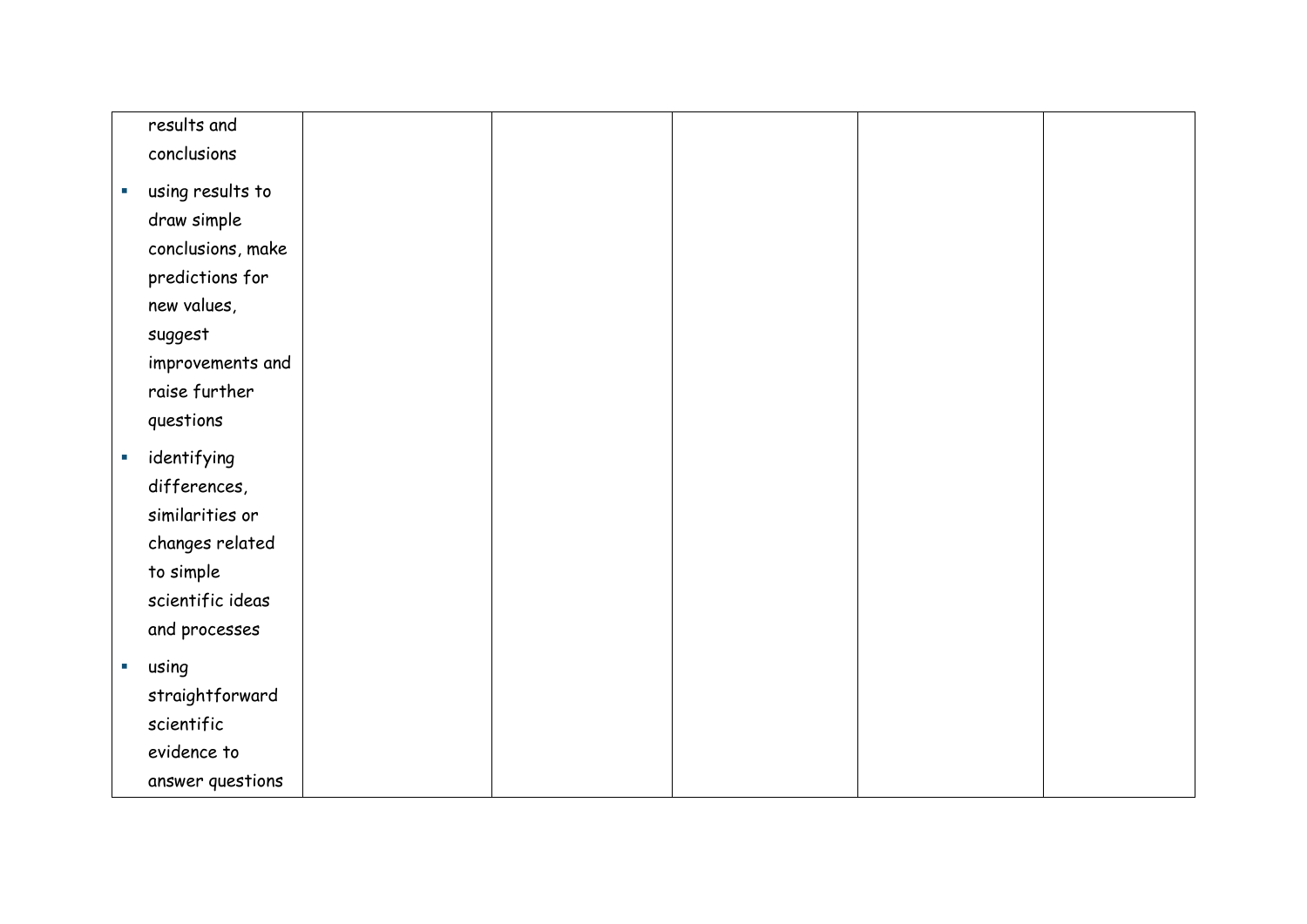| | | | | | |
|---|---|---|---|---|---|
| results and conclusions<br>▪ using results to draw simple conclusions, make predictions for new values, suggest improvements and raise further questions<br>▪ identifying differences, similarities or changes related to simple scientific ideas and processes<br>▪ using straightforward scientific evidence to answer questions | | | | | |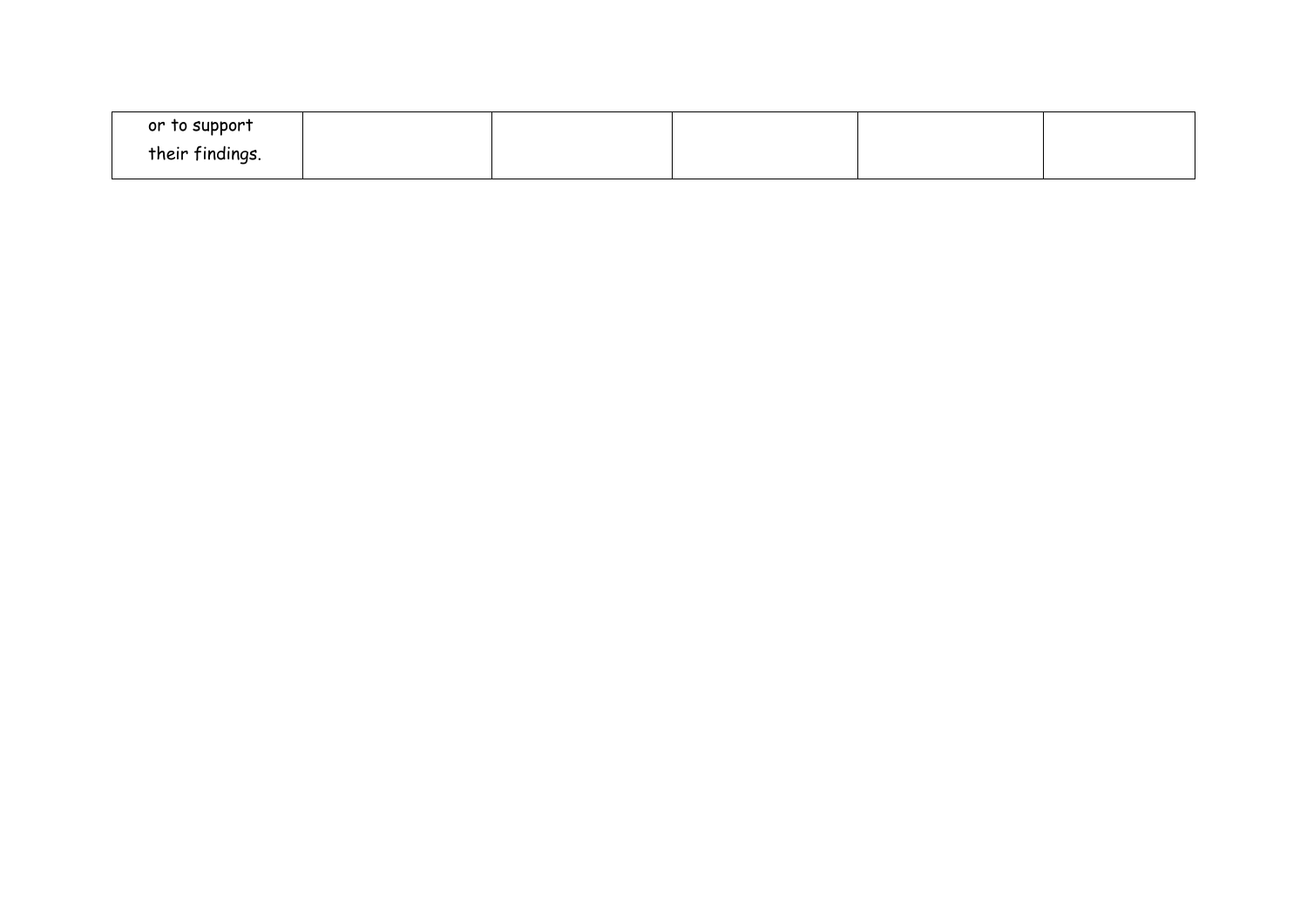| | | | | | |
|---|---|---|---|---|---|
| or to support their findings. | | | | | |